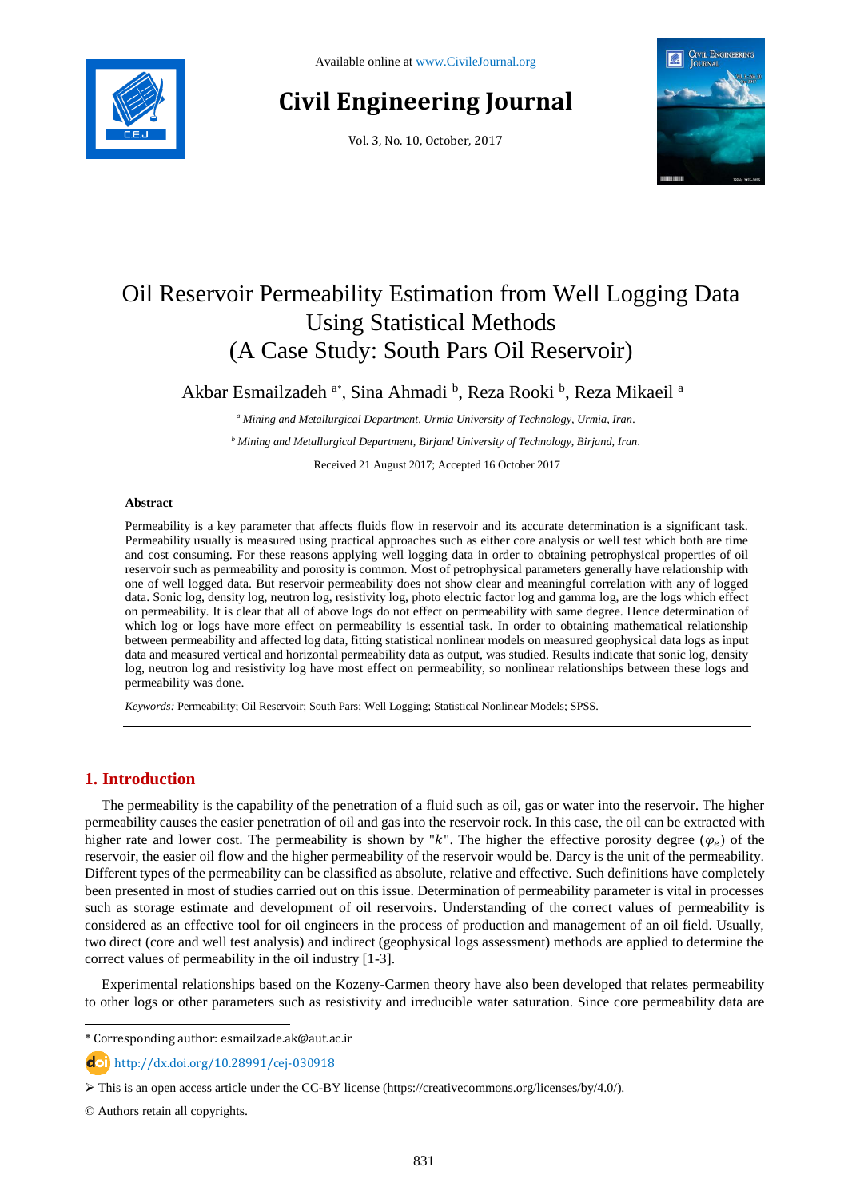Available online at www.CivileJournal.org

# Civil Engineering Journal

Vol. 3, No. 10, October, 2017

# Oil Reservoir Permeability Estimation from Well Logging Data Using Statistical Methods (A Case Study: South Pars Oil Reservoir)

Akbar Esmailzadeh [a*], Sina Ahmadi [b], Reza Rooki [b], Reza Mikaeil [a]

[a] *Mining and Metallurgical Department, Urmia University of Technology, Urmia, Iran.*

[b] *Mining and Metallurgical Department, Birjand University of Technology, Birjand, Iran.*

Received 21 August 2017; Accepted 16 October 2017

---

**Abstract**

Permeability is a key parameter that affects fluids flow in reservoir and its accurate determination is a significant task. Permeability usually is measured using practical approaches such as either core analysis or well test which both are time and cost consuming. For these reasons applying well logging data in order to obtaining petrophysical properties of oil reservoir such as permeability and porosity is common. Most of petrophysical parameters generally have relationship with one of well logged data. But reservoir permeability does not show clear and meaningful correlation with any of logged data. Sonic log, density log, neutron log, resistivity log, photo electric factor log and gamma log, are the logs which effect on permeability. It is clear that all of above logs do not effect on permeability with same degree. Hence determination of which log or logs have more effect on permeability is essential task. In order to obtaining mathematical relationship between permeability and affected log data, fitting statistical nonlinear models on measured geophysical data logs as input data and measured vertical and horizontal permeability data as output, was studied. Results indicate that sonic log, density log, neutron log and resistivity log have most effect on permeability, so nonlinear relationships between these logs and permeability was done.

*Keywords:* Permeability; Oil Reservoir; South Pars; Well Logging; Statistical Nonlinear Models; SPSS.

---

## 1. Introduction

The permeability is the capability of the penetration of a fluid such as oil, gas or water into the reservoir. The higher permeability causes the easier penetration of oil and gas into the reservoir rock. In this case, the oil can be extracted with higher rate and lower cost. The permeability is shown by "$k$". The higher the effective porosity degree ($\varphi_e$) of the reservoir, the easier oil flow and the higher permeability of the reservoir would be. Darcy is the unit of the permeability. Different types of the permeability can be classified as absolute, relative and effective. Such definitions have completely been presented in most of studies carried out on this issue. Determination of permeability parameter is vital in processes such as storage estimate and development of oil reservoirs. Understanding of the correct values of permeability is considered as an effective tool for oil engineers in the process of production and management of an oil field. Usually, two direct (core and well test analysis) and indirect (geophysical logs assessment) methods are applied to determine the correct values of permeability in the oil industry [1-3].

Experimental relationships based on the Kozeny-Carmen theory have also been developed that relates permeability to other logs or other parameters such as resistivity and irreducible water saturation. Since core permeability data are

---

\* Corresponding author: esmailzade.ak@aut.ac.ir

http://dx.doi.org/10.28991/cej-030918

➢ This is an open access article under the CC-BY license (https://creativecommons.org/licenses/by/4.0/).

© Authors retain all copyrights.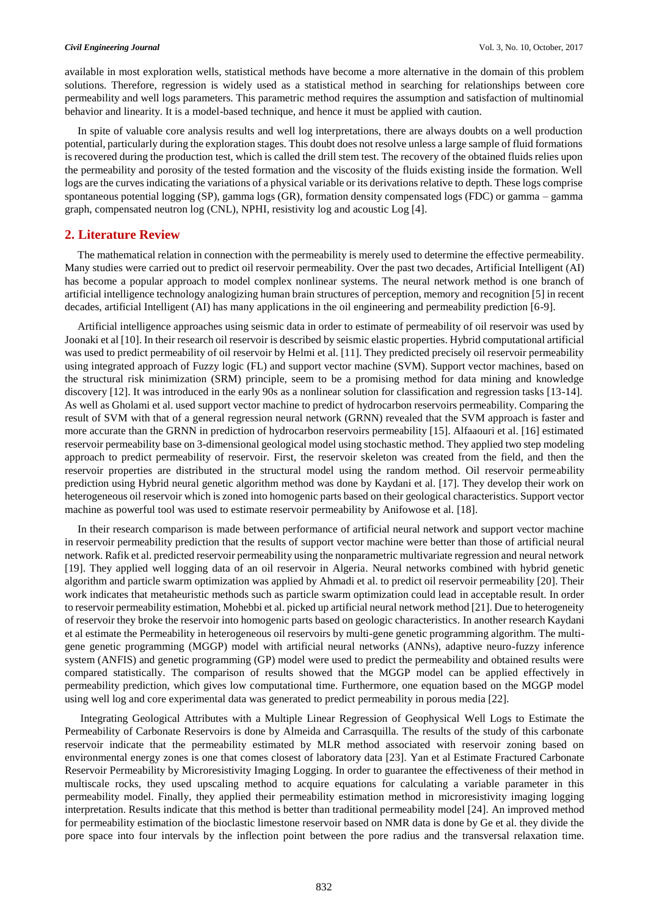available in most exploration wells, statistical methods have become a more alternative in the domain of this problem solutions. Therefore, regression is widely used as a statistical method in searching for relationships between core permeability and well logs parameters. This parametric method requires the assumption and satisfaction of multinomial behavior and linearity. It is a model-based technique, and hence it must be applied with caution.

In spite of valuable core analysis results and well log interpretations, there are always doubts on a well production potential, particularly during the exploration stages. This doubt does not resolve unless a large sample of fluid formations is recovered during the production test, which is called the drill stem test. The recovery of the obtained fluids relies upon the permeability and porosity of the tested formation and the viscosity of the fluids existing inside the formation. Well logs are the curves indicating the variations of a physical variable or its derivations relative to depth. These logs comprise spontaneous potential logging (SP), gamma logs (GR), formation density compensated logs (FDC) or gamma – gamma graph, compensated neutron log (CNL), NPHI, resistivity log and acoustic Log [4].

## 2. Literature Review

The mathematical relation in connection with the permeability is merely used to determine the effective permeability. Many studies were carried out to predict oil reservoir permeability. Over the past two decades, Artificial Intelligent (AI) has become a popular approach to model complex nonlinear systems. The neural network method is one branch of artificial intelligence technology analogizing human brain structures of perception, memory and recognition [5] in recent decades, artificial Intelligent (AI) has many applications in the oil engineering and permeability prediction [6-9].

Artificial intelligence approaches using seismic data in order to estimate of permeability of oil reservoir was used by Joonaki et al [10]. In their research oil reservoir is described by seismic elastic properties. Hybrid computational artificial was used to predict permeability of oil reservoir by Helmi et al. [11]. They predicted precisely oil reservoir permeability using integrated approach of Fuzzy logic (FL) and support vector machine (SVM). Support vector machines, based on the structural risk minimization (SRM) principle, seem to be a promising method for data mining and knowledge discovery [12]. It was introduced in the early 90s as a nonlinear solution for classification and regression tasks [13-14]. As well as Gholami et al. used support vector machine to predict of hydrocarbon reservoirs permeability. Comparing the result of SVM with that of a general regression neural network (GRNN) revealed that the SVM approach is faster and more accurate than the GRNN in prediction of hydrocarbon reservoirs permeability [15]. Alfaaouri et al. [16] estimated reservoir permeability base on 3-dimensional geological model using stochastic method. They applied two step modeling approach to predict permeability of reservoir. First, the reservoir skeleton was created from the field, and then the reservoir properties are distributed in the structural model using the random method. Oil reservoir permeability prediction using Hybrid neural genetic algorithm method was done by Kaydani et al. [17]. They develop their work on heterogeneous oil reservoir which is zoned into homogenic parts based on their geological characteristics. Support vector machine as powerful tool was used to estimate reservoir permeability by Anifowose et al. [18].

In their research comparison is made between performance of artificial neural network and support vector machine in reservoir permeability prediction that the results of support vector machine were better than those of artificial neural network. Rafik et al. predicted reservoir permeability using the nonparametric multivariate regression and neural network [19]. They applied well logging data of an oil reservoir in Algeria. Neural networks combined with hybrid genetic algorithm and particle swarm optimization was applied by Ahmadi et al. to predict oil reservoir permeability [20]. Their work indicates that metaheuristic methods such as particle swarm optimization could lead in acceptable result. In order to reservoir permeability estimation, Mohebbi et al. picked up artificial neural network method [21]. Due to heterogeneity of reservoir they broke the reservoir into homogenic parts based on geologic characteristics. In another research Kaydani et al estimate the Permeability in heterogeneous oil reservoirs by multi-gene genetic programming algorithm. The multi-gene genetic programming (MGGP) model with artificial neural networks (ANNs), adaptive neuro-fuzzy inference system (ANFIS) and genetic programming (GP) model were used to predict the permeability and obtained results were compared statistically. The comparison of results showed that the MGGP model can be applied effectively in permeability prediction, which gives low computational time. Furthermore, one equation based on the MGGP model using well log and core experimental data was generated to predict permeability in porous media [22].

Integrating Geological Attributes with a Multiple Linear Regression of Geophysical Well Logs to Estimate the Permeability of Carbonate Reservoirs is done by Almeida and Carrasquilla. The results of the study of this carbonate reservoir indicate that the permeability estimated by MLR method associated with reservoir zoning based on environmental energy zones is one that comes closest of laboratory data [23]. Yan et al Estimate Fractured Carbonate Reservoir Permeability by Microresistivity Imaging Logging. In order to guarantee the effectiveness of their method in multiscale rocks, they used upscaling method to acquire equations for calculating a variable parameter in this permeability model. Finally, they applied their permeability estimation method in microresistivity imaging logging interpretation. Results indicate that this method is better than traditional permeability model [24]. An improved method for permeability estimation of the bioclastic limestone reservoir based on NMR data is done by Ge et al. they divide the pore space into four intervals by the inflection point between the pore radius and the transversal relaxation time.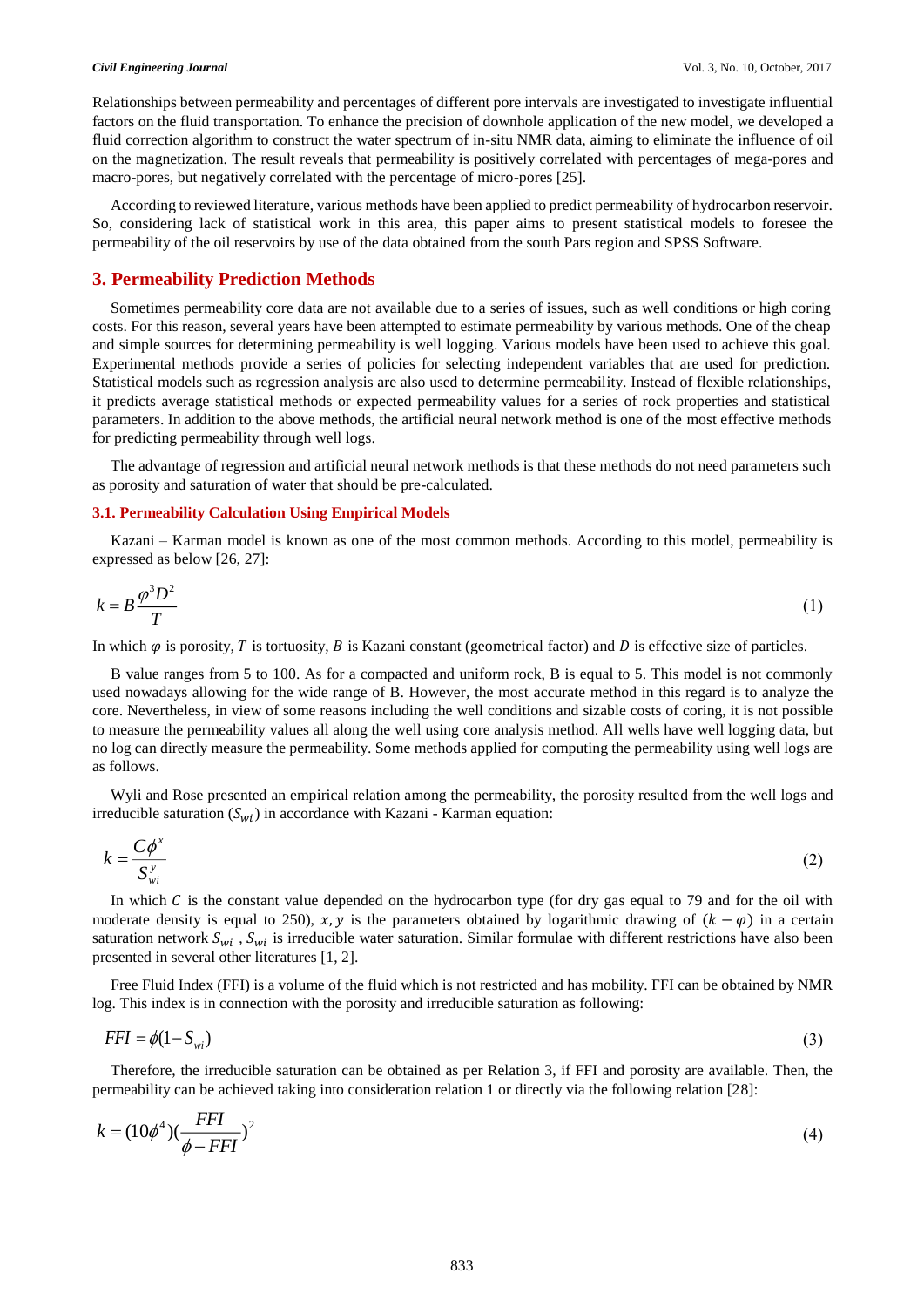Relationships between permeability and percentages of different pore intervals are investigated to investigate influential factors on the fluid transportation. To enhance the precision of downhole application of the new model, we developed a fluid correction algorithm to construct the water spectrum of in-situ NMR data, aiming to eliminate the influence of oil on the magnetization. The result reveals that permeability is positively correlated with percentages of mega-pores and macro-pores, but negatively correlated with the percentage of micro-pores [25].

According to reviewed literature, various methods have been applied to predict permeability of hydrocarbon reservoir. So, considering lack of statistical work in this area, this paper aims to present statistical models to foresee the permeability of the oil reservoirs by use of the data obtained from the south Pars region and SPSS Software.

## 3. Permeability Prediction Methods

Sometimes permeability core data are not available due to a series of issues, such as well conditions or high coring costs. For this reason, several years have been attempted to estimate permeability by various methods. One of the cheap and simple sources for determining permeability is well logging. Various models have been used to achieve this goal. Experimental methods provide a series of policies for selecting independent variables that are used for prediction. Statistical models such as regression analysis are also used to determine permeability. Instead of flexible relationships, it predicts average statistical methods or expected permeability values for a series of rock properties and statistical parameters. In addition to the above methods, the artificial neural network method is one of the most effective methods for predicting permeability through well logs.

The advantage of regression and artificial neural network methods is that these methods do not need parameters such as porosity and saturation of water that should be pre-calculated.

### 3.1. Permeability Calculation Using Empirical Models

Kazani – Karman model is known as one of the most common methods. According to this model, permeability is expressed as below [26, 27]:

$$k = B\frac{\varphi^3 D^2}{T} \tag{1}$$

In which $\varphi$ is porosity, $T$ is tortuosity, $B$ is Kazani constant (geometrical factor) and $D$ is effective size of particles.

B value ranges from 5 to 100. As for a compacted and uniform rock, B is equal to 5. This model is not commonly used nowadays allowing for the wide range of B. However, the most accurate method in this regard is to analyze the core. Nevertheless, in view of some reasons including the well conditions and sizable costs of coring, it is not possible to measure the permeability values all along the well using core analysis method. All wells have well logging data, but no log can directly measure the permeability. Some methods applied for computing the permeability using well logs are as follows.

Wyli and Rose presented an empirical relation among the permeability, the porosity resulted from the well logs and irreducible saturation ($S_{wi}$) in accordance with Kazani - Karman equation:

$$k = \frac{C\phi^x}{S_{wi}^y} \tag{2}$$

In which $C$ is the constant value depended on the hydrocarbon type (for dry gas equal to 79 and for the oil with moderate density is equal to 250), $x, y$ is the parameters obtained by logarithmic drawing of $(k - \varphi)$ in a certain saturation network $S_{wi}$ , $S_{wi}$ is irreducible water saturation. Similar formulae with different restrictions have also been presented in several other literatures [1, 2].

Free Fluid Index (FFI) is a volume of the fluid which is not restricted and has mobility. FFI can be obtained by NMR log. This index is in connection with the porosity and irreducible saturation as following:

$$FFI = \phi(1 - S_{wi}) \tag{3}$$

Therefore, the irreducible saturation can be obtained as per Relation 3, if FFI and porosity are available. Then, the permeability can be achieved taking into consideration relation 1 or directly via the following relation [28]:

$$k = (10\phi^4)\left(\frac{FFI}{\phi - FFI}\right)^2 \tag{4}$$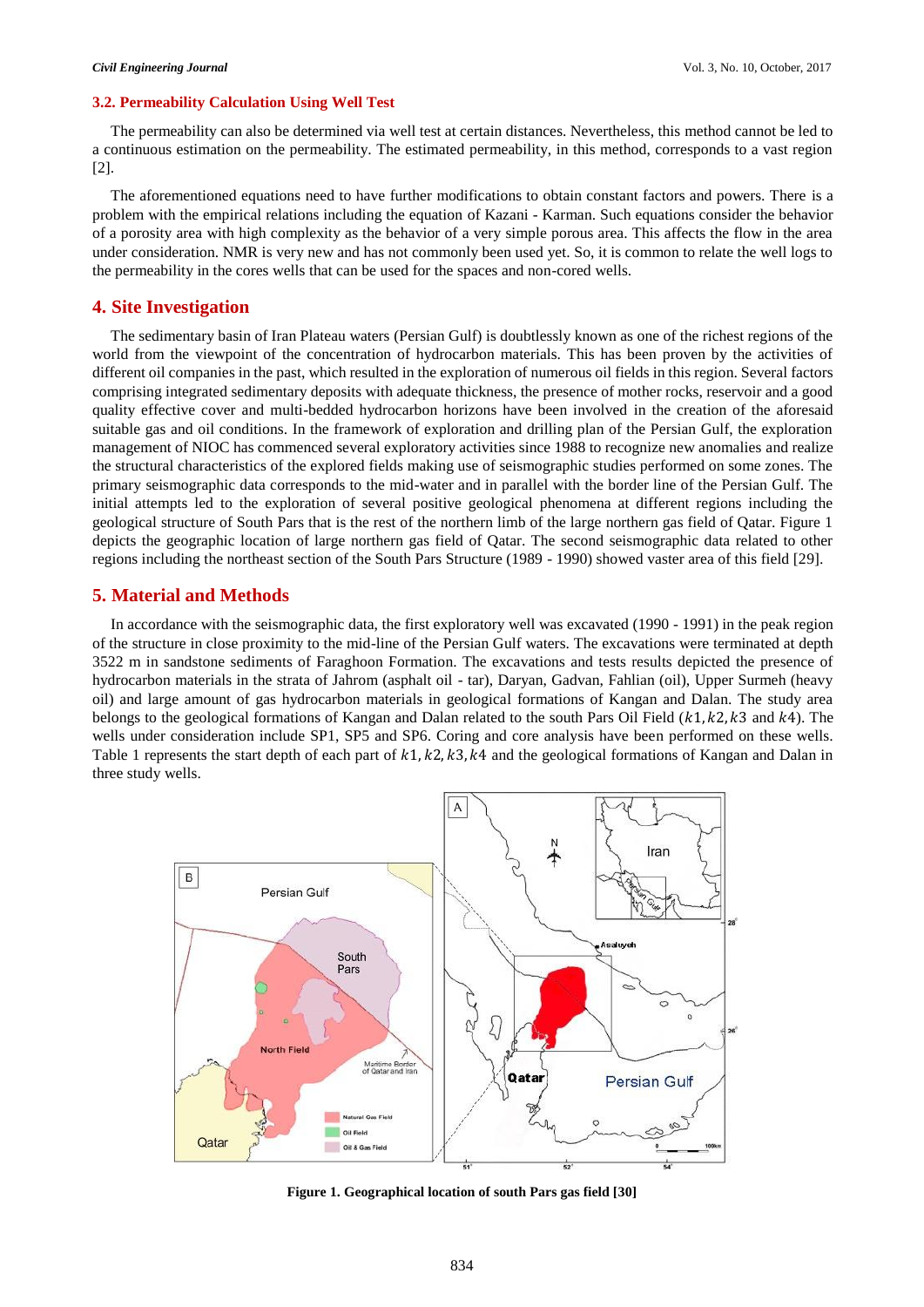### 3.2. Permeability Calculation Using Well Test

The permeability can also be determined via well test at certain distances. Nevertheless, this method cannot be led to a continuous estimation on the permeability. The estimated permeability, in this method, corresponds to a vast region [2].

The aforementioned equations need to have further modifications to obtain constant factors and powers. There is a problem with the empirical relations including the equation of Kazani - Karman. Such equations consider the behavior of a porosity area with high complexity as the behavior of a very simple porous area. This affects the flow in the area under consideration. NMR is very new and has not commonly been used yet. So, it is common to relate the well logs to the permeability in the cores wells that can be used for the spaces and non-cored wells.

## 4. Site Investigation

The sedimentary basin of Iran Plateau waters (Persian Gulf) is doubtlessly known as one of the richest regions of the world from the viewpoint of the concentration of hydrocarbon materials. This has been proven by the activities of different oil companies in the past, which resulted in the exploration of numerous oil fields in this region. Several factors comprising integrated sedimentary deposits with adequate thickness, the presence of mother rocks, reservoir and a good quality effective cover and multi-bedded hydrocarbon horizons have been involved in the creation of the aforesaid suitable gas and oil conditions. In the framework of exploration and drilling plan of the Persian Gulf, the exploration management of NIOC has commenced several exploratory activities since 1988 to recognize new anomalies and realize the structural characteristics of the explored fields making use of seismographic studies performed on some zones. The primary seismographic data corresponds to the mid-water and in parallel with the border line of the Persian Gulf. The initial attempts led to the exploration of several positive geological phenomena at different regions including the geological structure of South Pars that is the rest of the northern limb of the large northern gas field of Qatar. Figure 1 depicts the geographic location of large northern gas field of Qatar. The second seismographic data related to other regions including the northeast section of the South Pars Structure (1989 - 1990) showed vaster area of this field [29].

## 5. Material and Methods

In accordance with the seismographic data, the first exploratory well was excavated (1990 - 1991) in the peak region of the structure in close proximity to the mid-line of the Persian Gulf waters. The excavations were terminated at depth 3522 m in sandstone sediments of Faraghoon Formation. The excavations and tests results depicted the presence of hydrocarbon materials in the strata of Jahrom (asphalt oil - tar), Daryan, Gadvan, Fahlian (oil), Upper Surmeh (heavy oil) and large amount of gas hydrocarbon materials in geological formations of Kangan and Dalan. The study area belongs to the geological formations of Kangan and Dalan related to the south Pars Oil Field ($k1, k2, k3$ and $k4$). The wells under consideration include SP1, SP5 and SP6. Coring and core analysis have been performed on these wells. Table 1 represents the start depth of each part of $k1, k2, k3, k4$ and the geological formations of Kangan and Dalan in three study wells.

**Figure 1. Geographical location of south Pars gas field [30]**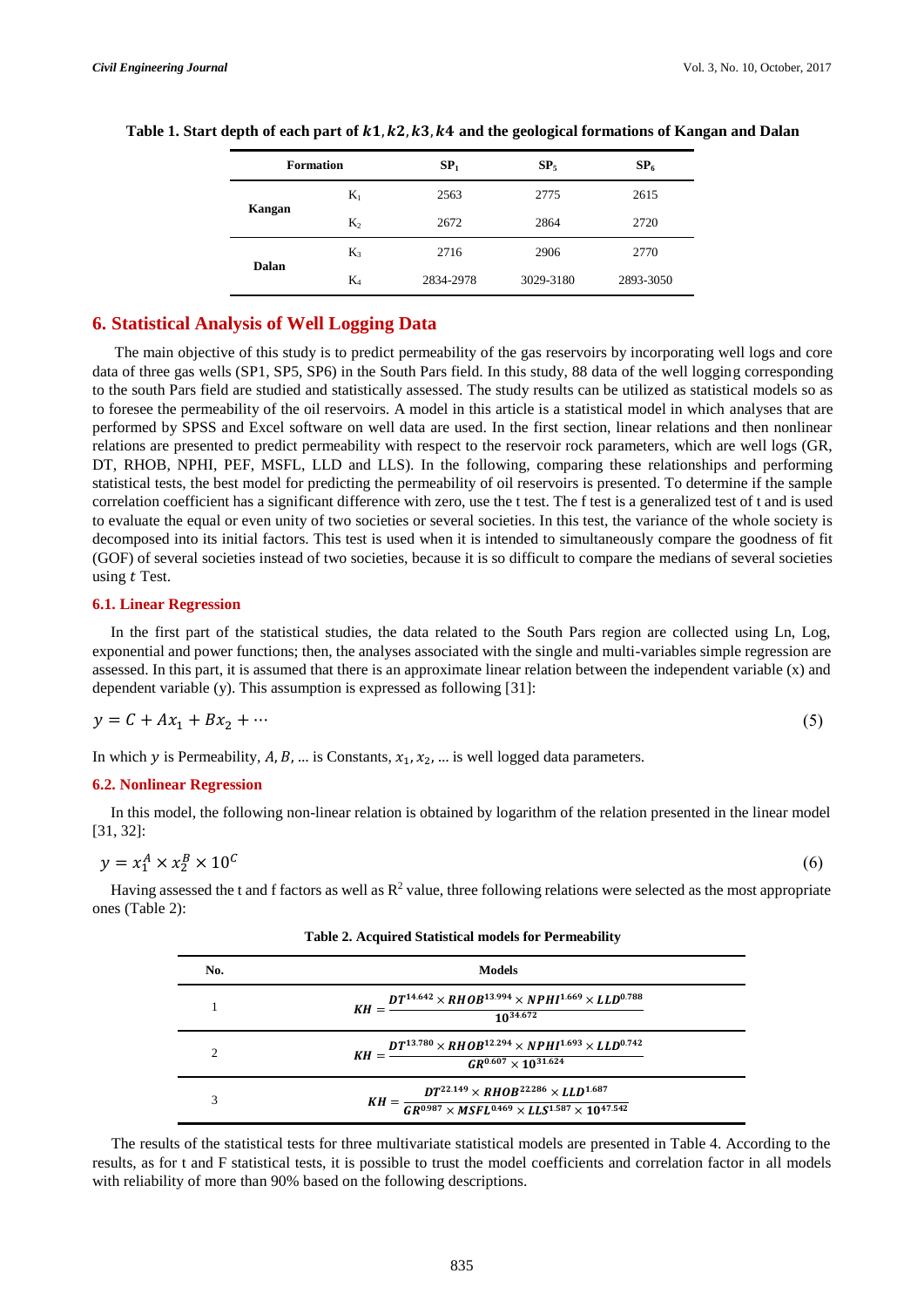**Table 1. Start depth of each part of $k1, k2, k3, k4$ and the geological formations of Kangan and Dalan**

| Formation | | $SP_1$ | $SP_5$ | $SP_6$ |
|---|---|---|---|---|
| Kangan | $K_1$ | 2563 | 2775 | 2615 |
| | $K_2$ | 2672 | 2864 | 2720 |
| Dalan | $K_3$ | 2716 | 2906 | 2770 |
| | $K_4$ | 2834-2978 | 3029-3180 | 2893-3050 |

## 6. Statistical Analysis of Well Logging Data

The main objective of this study is to predict permeability of the gas reservoirs by incorporating well logs and core data of three gas wells (SP1, SP5, SP6) in the South Pars field. In this study, 88 data of the well logging corresponding to the south Pars field are studied and statistically assessed. The study results can be utilized as statistical models so as to foresee the permeability of the oil reservoirs. A model in this article is a statistical model in which analyses that are performed by SPSS and Excel software on well data are used. In the first section, linear relations and then nonlinear relations are presented to predict permeability with respect to the reservoir rock parameters, which are well logs (GR, DT, RHOB, NPHI, PEF, MSFL, LLD and LLS). In the following, comparing these relationships and performing statistical tests, the best model for predicting the permeability of oil reservoirs is presented. To determine if the sample correlation coefficient has a significant difference with zero, use the t test. The f test is a generalized test of t and is used to evaluate the equal or even unity of two societies or several societies. In this test, the variance of the whole society is decomposed into its initial factors. This test is used when it is intended to simultaneously compare the goodness of fit (GOF) of several societies instead of two societies, because it is so difficult to compare the medians of several societies using $t$ Test.

### 6.1. Linear Regression

In the first part of the statistical studies, the data related to the South Pars region are collected using Ln, Log, exponential and power functions; then, the analyses associated with the single and multi-variables simple regression are assessed. In this part, it is assumed that there is an approximate linear relation between the independent variable (x) and dependent variable (y). This assumption is expressed as following [31]:

$$y = C + Ax_1 + Bx_2 + \cdots \tag{5}$$

In which $y$ is Permeability, $A, B, \ldots$ is Constants, $x_1, x_2, \ldots$ is well logged data parameters.

### 6.2. Nonlinear Regression

In this model, the following non-linear relation is obtained by logarithm of the relation presented in the linear model [31, 32]:

$$y = x_1^A \times x_2^B \times 10^C \tag{6}$$

Having assessed the t and f factors as well as $R^2$ value, three following relations were selected as the most appropriate ones (Table 2):

**Table 2. Acquired Statistical models for Permeability**

| No. | Models |
|---|---|
| 1 | $KH = \dfrac{DT^{14.642} \times RHOB^{13.994} \times NPHI^{1.669} \times LLD^{0.788}}{10^{34.672}}$ |
| 2 | $KH = \dfrac{DT^{13.780} \times RHOB^{12.294} \times NPHI^{1.693} \times LLD^{0.742}}{GR^{0.607} \times 10^{31.624}}$ |
| 3 | $KH = \dfrac{DT^{22.149} \times RHOB^{22.286} \times LLD^{1.687}}{GR^{0.987} \times MSFL^{0.469} \times LLS^{1.587} \times 10^{47.542}}$ |

The results of the statistical tests for three multivariate statistical models are presented in Table 4. According to the results, as for t and F statistical tests, it is possible to trust the model coefficients and correlation factor in all models with reliability of more than 90% based on the following descriptions.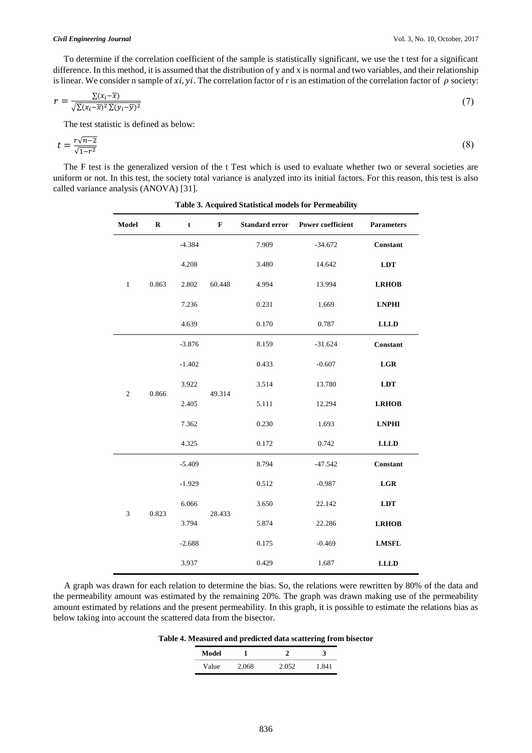To determine if the correlation coefficient of the sample is statistically significant, we use the t test for a significant difference. In this method, it is assumed that the distribution of y and x is normal and two variables, and their relationship is linear. We consider n sample of $xi, yi$. The correlation factor of r is an estimation of the correlation factor of $\rho$ society:

$$r = \frac{\sum(x_i - \overline{x})}{\sqrt{\sum(x_i - \overline{x})^2 \sum(y_i - \overline{y})^2}} \tag{7}$$

The test statistic is defined as below:

$$t = \frac{r\sqrt{n-2}}{\sqrt{1-r^2}} \tag{8}$$

The F test is the generalized version of the t Test which is used to evaluate whether two or several societies are uniform or not. In this test, the society total variance is analyzed into its initial factors. For this reason, this test is also called variance analysis (ANOVA) [31].

**Table 3. Acquired Statistical models for Permeability**

| Model | R | t | F | Standard error | Power coefficient | Parameters |
|---|---|---|---|---|---|---|
| 1 | 0.863 | -4.384 | 60.448 | 7.909 | -34.672 | **Constant** |
| | | 4.208 | | 3.480 | 14.642 | **LDT** |
| | | 2.802 | | 4.994 | 13.994 | **LRHOB** |
| | | 7.236 | | 0.231 | 1.669 | **LNPHI** |
| | | 4.639 | | 0.170 | 0.787 | **LLLD** |
| 2 | 0.866 | -3.876 | 49.314 | 8.159 | -31.624 | **Constant** |
| | | -1.402 | | 0.433 | -0.607 | **LGR** |
| | | 3.922 | | 3.514 | 13.780 | **LDT** |
| | | 2.405 | | 5.111 | 12.294 | **LRHOB** |
| | | 7.362 | | 0.230 | 1.693 | **LNPHI** |
| | | 4.325 | | 0.172 | 0.742 | **LLLD** |
| 3 | 0.823 | -5.409 | 28.433 | 8.794 | -47.542 | **Constant** |
| | | -1.929 | | 0.512 | -0.987 | **LGR** |
| | | 6.066 | | 3.650 | 22.142 | **LDT** |
| | | 3.794 | | 5.874 | 22.286 | **LRHOB** |
| | | -2.688 | | 0.175 | -0.469 | **LMSFL** |
| | | 3.937 | | 0.429 | 1.687 | **LLLD** |

A graph was drawn for each relation to determine the bias. So, the relations were rewritten by 80% of the data and the permeability amount was estimated by the remaining 20%. The graph was drawn making use of the permeability amount estimated by relations and the present permeability. In this graph, it is possible to estimate the relations bias as below taking into account the scattered data from the bisector.

**Table 4. Measured and predicted data scattering from bisector**

| Model | 1 | 2 | 3 |
|---|---|---|---|
| Value | 2.068 | 2.052 | 1.841 |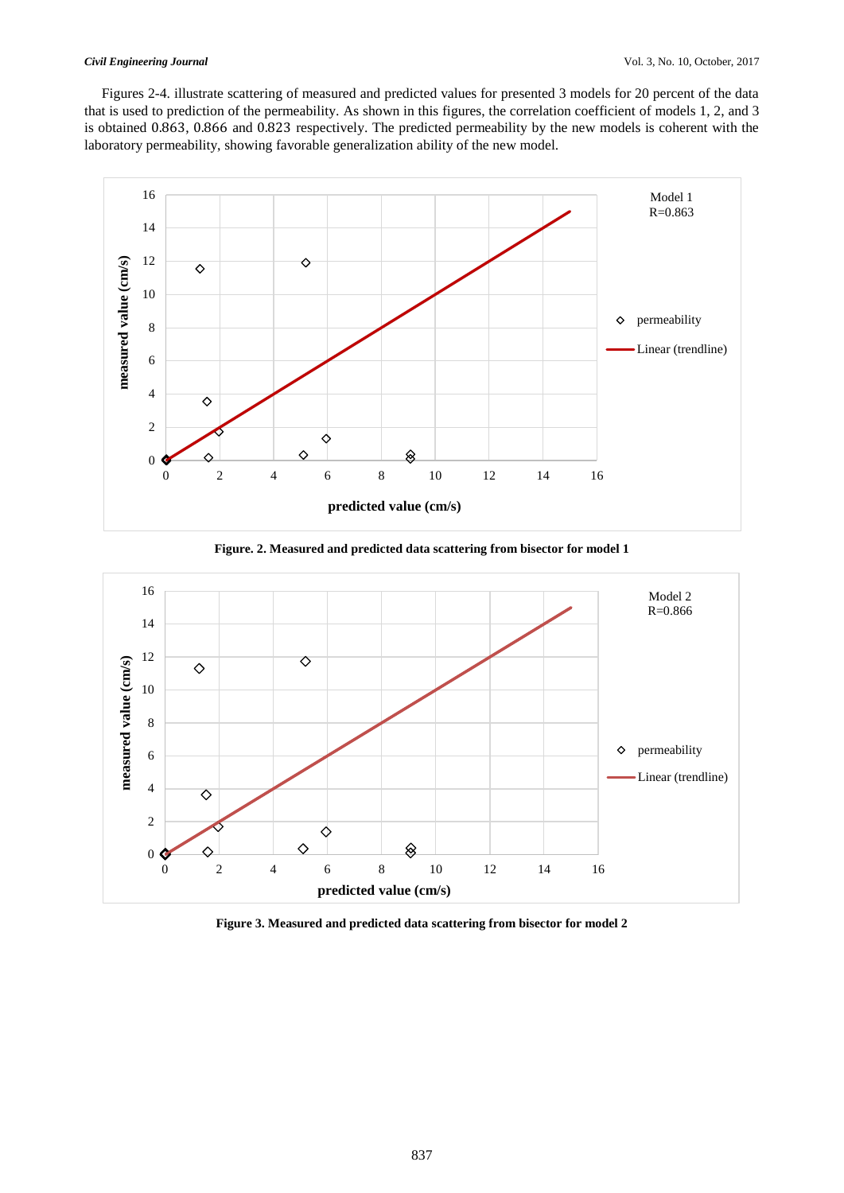Figures 2-4. illustrate scattering of measured and predicted values for presented 3 models for 20 percent of the data that is used to prediction of the permeability. As shown in this figures, the correlation coefficient of models 1, 2, and 3 is obtained 0.863, 0.866 and 0.823 respectively. The predicted permeability by the new models is coherent with the laboratory permeability, showing favorable generalization ability of the new model.

Model 1
R=0.863

measured value (cm/s)

predicted value (cm/s)

permeability

Linear (trendline)

0 2 4 6 8 10 12 14 16

0 2 4 6 8 10 12 14 16

**Figure. 2. Measured and predicted data scattering from bisector for model 1**

Model 2
R=0.866

measured value (cm/s)

predicted value (cm/s)

permeability

Linear (trendline)

0 2 4 6 8 10 12 14 16

0 2 4 6 8 10 12 14 16

**Figure 3. Measured and predicted data scattering from bisector for model 2**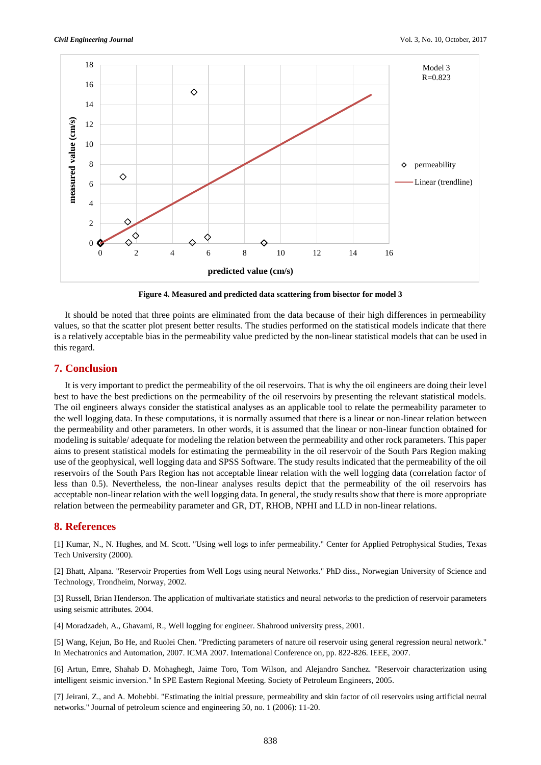Model 3
R=0.823

measured value (cm/s)

predicted value (cm/s)

permeability

Linear (trendline)

18
16
14
12
10
8
6
4
2
0

0 2 4 6 8 10 12 14 16

**Figure 4. Measured and predicted data scattering from bisector for model 3**

It should be noted that three points are eliminated from the data because of their high differences in permeability values, so that the scatter plot present better results. The studies performed on the statistical models indicate that there is a relatively acceptable bias in the permeability value predicted by the non-linear statistical models that can be used in this regard.

## 7. Conclusion

It is very important to predict the permeability of the oil reservoirs. That is why the oil engineers are doing their level best to have the best predictions on the permeability of the oil reservoirs by presenting the relevant statistical models. The oil engineers always consider the statistical analyses as an applicable tool to relate the permeability parameter to the well logging data. In these computations, it is normally assumed that there is a linear or non-linear relation between the permeability and other parameters. In other words, it is assumed that the linear or non-linear function obtained for modeling is suitable/ adequate for modeling the relation between the permeability and other rock parameters. This paper aims to present statistical models for estimating the permeability in the oil reservoir of the South Pars Region making use of the geophysical, well logging data and SPSS Software. The study results indicated that the permeability of the oil reservoirs of the South Pars Region has not acceptable linear relation with the well logging data (correlation factor of less than 0.5). Nevertheless, the non-linear analyses results depict that the permeability of the oil reservoirs has acceptable non-linear relation with the well logging data. In general, the study results show that there is more appropriate relation between the permeability parameter and GR, DT, RHOB, NPHI and LLD in non-linear relations.

## 8. References

[1] Kumar, N., N. Hughes, and M. Scott. "Using well logs to infer permeability." Center for Applied Petrophysical Studies, Texas Tech University (2000).

[2] Bhatt, Alpana. "Reservoir Properties from Well Logs using neural Networks." PhD diss., Norwegian University of Science and Technology, Trondheim, Norway, 2002.

[3] Russell, Brian Henderson. The application of multivariate statistics and neural networks to the prediction of reservoir parameters using seismic attributes. 2004.

[4] Moradzadeh, A., Ghavami, R., Well logging for engineer. Shahrood university press, 2001.

[5] Wang, Kejun, Bo He, and Ruolei Chen. "Predicting parameters of nature oil reservoir using general regression neural network." In Mechatronics and Automation, 2007. ICMA 2007. International Conference on, pp. 822-826. IEEE, 2007.

[6] Artun, Emre, Shahab D. Mohaghegh, Jaime Toro, Tom Wilson, and Alejandro Sanchez. "Reservoir characterization using intelligent seismic inversion." In SPE Eastern Regional Meeting. Society of Petroleum Engineers, 2005.

[7] Jeirani, Z., and A. Mohebbi. "Estimating the initial pressure, permeability and skin factor of oil reservoirs using artificial neural networks." Journal of petroleum science and engineering 50, no. 1 (2006): 11-20.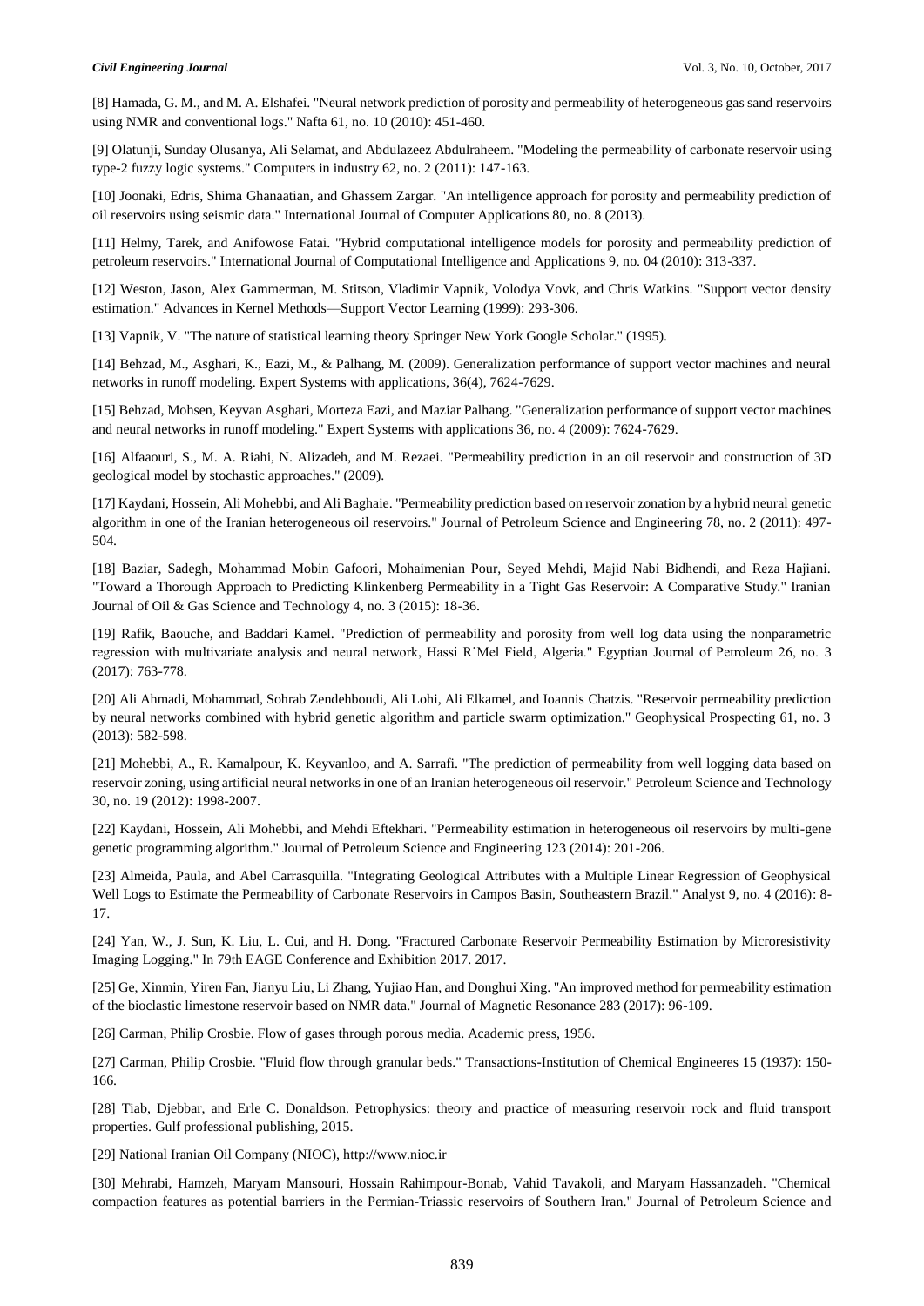[8] Hamada, G. M., and M. A. Elshafei. "Neural network prediction of porosity and permeability of heterogeneous gas sand reservoirs using NMR and conventional logs." Nafta 61, no. 10 (2010): 451-460.

[9] Olatunji, Sunday Olusanya, Ali Selamat, and Abdulazeez Abdulraheem. "Modeling the permeability of carbonate reservoir using type-2 fuzzy logic systems." Computers in industry 62, no. 2 (2011): 147-163.

[10] Joonaki, Edris, Shima Ghanaatian, and Ghassem Zargar. "An intelligence approach for porosity and permeability prediction of oil reservoirs using seismic data." International Journal of Computer Applications 80, no. 8 (2013).

[11] Helmy, Tarek, and Anifowose Fatai. "Hybrid computational intelligence models for porosity and permeability prediction of petroleum reservoirs." International Journal of Computational Intelligence and Applications 9, no. 04 (2010): 313-337.

[12] Weston, Jason, Alex Gammerman, M. Stitson, Vladimir Vapnik, Volodya Vovk, and Chris Watkins. "Support vector density estimation." Advances in Kernel Methods—Support Vector Learning (1999): 293-306.

[13] Vapnik, V. "The nature of statistical learning theory Springer New York Google Scholar." (1995).

[14] Behzad, M., Asghari, K., Eazi, M., & Palhang, M. (2009). Generalization performance of support vector machines and neural networks in runoff modeling. Expert Systems with applications, 36(4), 7624-7629.

[15] Behzad, Mohsen, Keyvan Asghari, Morteza Eazi, and Maziar Palhang. "Generalization performance of support vector machines and neural networks in runoff modeling." Expert Systems with applications 36, no. 4 (2009): 7624-7629.

[16] Alfaaouri, S., M. A. Riahi, N. Alizadeh, and M. Rezaei. "Permeability prediction in an oil reservoir and construction of 3D geological model by stochastic approaches." (2009).

[17] Kaydani, Hossein, Ali Mohebbi, and Ali Baghaie. "Permeability prediction based on reservoir zonation by a hybrid neural genetic algorithm in one of the Iranian heterogeneous oil reservoirs." Journal of Petroleum Science and Engineering 78, no. 2 (2011): 497-504.

[18] Baziar, Sadegh, Mohammad Mobin Gafoori, Mohaimenian Pour, Seyed Mehdi, Majid Nabi Bidhendi, and Reza Hajiani. "Toward a Thorough Approach to Predicting Klinkenberg Permeability in a Tight Gas Reservoir: A Comparative Study." Iranian Journal of Oil & Gas Science and Technology 4, no. 3 (2015): 18-36.

[19] Rafik, Baouche, and Baddari Kamel. "Prediction of permeability and porosity from well log data using the nonparametric regression with multivariate analysis and neural network, Hassi R'Mel Field, Algeria." Egyptian Journal of Petroleum 26, no. 3 (2017): 763-778.

[20] Ali Ahmadi, Mohammad, Sohrab Zendehboudi, Ali Lohi, Ali Elkamel, and Ioannis Chatzis. "Reservoir permeability prediction by neural networks combined with hybrid genetic algorithm and particle swarm optimization." Geophysical Prospecting 61, no. 3 (2013): 582-598.

[21] Mohebbi, A., R. Kamalpour, K. Keyvanloo, and A. Sarrafi. "The prediction of permeability from well logging data based on reservoir zoning, using artificial neural networks in one of an Iranian heterogeneous oil reservoir." Petroleum Science and Technology 30, no. 19 (2012): 1998-2007.

[22] Kaydani, Hossein, Ali Mohebbi, and Mehdi Eftekhari. "Permeability estimation in heterogeneous oil reservoirs by multi-gene genetic programming algorithm." Journal of Petroleum Science and Engineering 123 (2014): 201-206.

[23] Almeida, Paula, and Abel Carrasquilla. "Integrating Geological Attributes with a Multiple Linear Regression of Geophysical Well Logs to Estimate the Permeability of Carbonate Reservoirs in Campos Basin, Southeastern Brazil." Analyst 9, no. 4 (2016): 8-17.

[24] Yan, W., J. Sun, K. Liu, L. Cui, and H. Dong. "Fractured Carbonate Reservoir Permeability Estimation by Microresistivity Imaging Logging." In 79th EAGE Conference and Exhibition 2017. 2017.

[25] Ge, Xinmin, Yiren Fan, Jianyu Liu, Li Zhang, Yujiao Han, and Donghui Xing. "An improved method for permeability estimation of the bioclastic limestone reservoir based on NMR data." Journal of Magnetic Resonance 283 (2017): 96-109.

[26] Carman, Philip Crosbie. Flow of gases through porous media. Academic press, 1956.

[27] Carman, Philip Crosbie. "Fluid flow through granular beds." Transactions-Institution of Chemical Engineeres 15 (1937): 150-166.

[28] Tiab, Djebbar, and Erle C. Donaldson. Petrophysics: theory and practice of measuring reservoir rock and fluid transport properties. Gulf professional publishing, 2015.

[29] National Iranian Oil Company (NIOC), http://www.nioc.ir

[30] Mehrabi, Hamzeh, Maryam Mansouri, Hossain Rahimpour-Bonab, Vahid Tavakoli, and Maryam Hassanzadeh. "Chemical compaction features as potential barriers in the Permian-Triassic reservoirs of Southern Iran." Journal of Petroleum Science and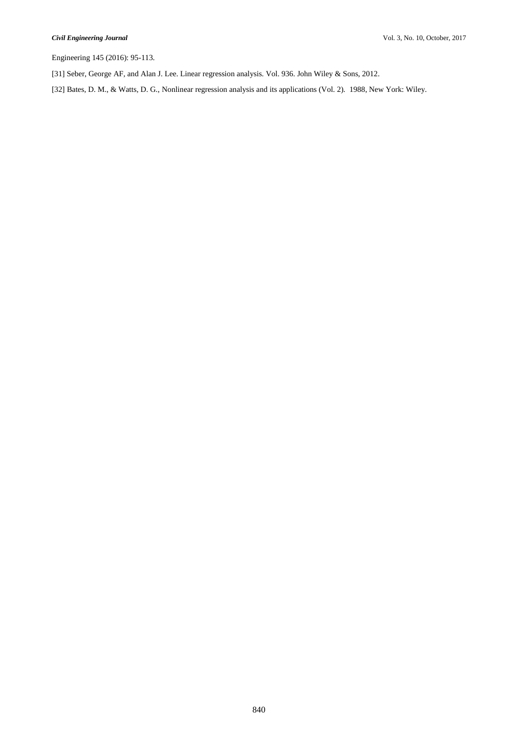Engineering 145 (2016): 95-113.

[31] Seber, George AF, and Alan J. Lee. Linear regression analysis. Vol. 936. John Wiley & Sons, 2012.

[32] Bates, D. M., & Watts, D. G., Nonlinear regression analysis and its applications (Vol. 2). 1988, New York: Wiley.